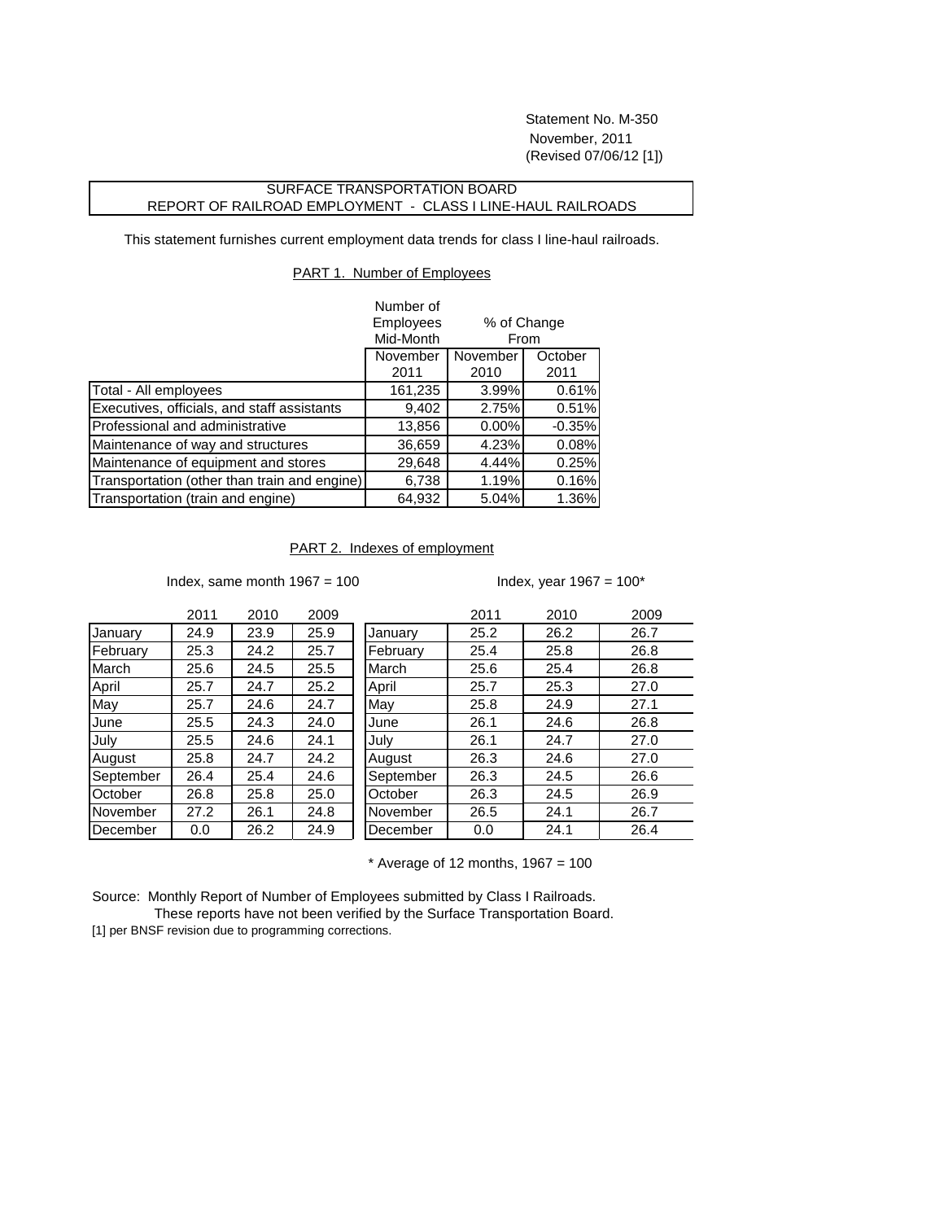Statement No. M-350
November, 2011
(Revised 07/06/12 [1])

## SURFACE TRANSPORTATION BOARD
## REPORT OF RAILROAD EMPLOYMENT - CLASS I LINE-HAUL RAILROADS

This statement furnishes current employment data trends for class I line-haul railroads.

### PART 1. Number of Employees

| | Number of Employees Mid-Month | % of Change From | |
|---|---|---|---|
| | November 2011 | November 2010 | October 2011 |
| Total - All employees | 161,235 | 3.99% | 0.61% |
| Executives, officials, and staff assistants | 9,402 | 2.75% | 0.51% |
| Professional and administrative | 13,856 | 0.00% | -0.35% |
| Maintenance of way and structures | 36,659 | 4.23% | 0.08% |
| Maintenance of equipment and stores | 29,648 | 4.44% | 0.25% |
| Transportation (other than train and engine) | 6,738 | 1.19% | 0.16% |
| Transportation (train and engine) | 64,932 | 5.04% | 1.36% |

### PART 2. Indexes of employment

Index, same month 1967 = 100

| | 2011 | 2010 | 2009 |
|---|---|---|---|
| January | 24.9 | 23.9 | 25.9 |
| February | 25.3 | 24.2 | 25.7 |
| March | 25.6 | 24.5 | 25.5 |
| April | 25.7 | 24.7 | 25.2 |
| May | 25.7 | 24.6 | 24.7 |
| June | 25.5 | 24.3 | 24.0 |
| July | 25.5 | 24.6 | 24.1 |
| August | 25.8 | 24.7 | 24.2 |
| September | 26.4 | 25.4 | 24.6 |
| October | 26.8 | 25.8 | 25.0 |
| November | 27.2 | 26.1 | 24.8 |
| December | 0.0 | 26.2 | 24.9 |

Index, year 1967 = 100*

| | 2011 | 2010 | 2009 |
|---|---|---|---|
| January | 25.2 | 26.2 | 26.7 |
| February | 25.4 | 25.8 | 26.8 |
| March | 25.6 | 25.4 | 26.8 |
| April | 25.7 | 25.3 | 27.0 |
| May | 25.8 | 24.9 | 27.1 |
| June | 26.1 | 24.6 | 26.8 |
| July | 26.1 | 24.7 | 27.0 |
| August | 26.3 | 24.6 | 27.0 |
| September | 26.3 | 24.5 | 26.6 |
| October | 26.3 | 24.5 | 26.9 |
| November | 26.5 | 24.1 | 26.7 |
| December | 0.0 | 24.1 | 26.4 |

\* Average of 12 months, 1967 = 100

Source: Monthly Report of Number of Employees submitted by Class I Railroads.
These reports have not been verified by the Surface Transportation Board.

[1] per BNSF revision due to programming corrections.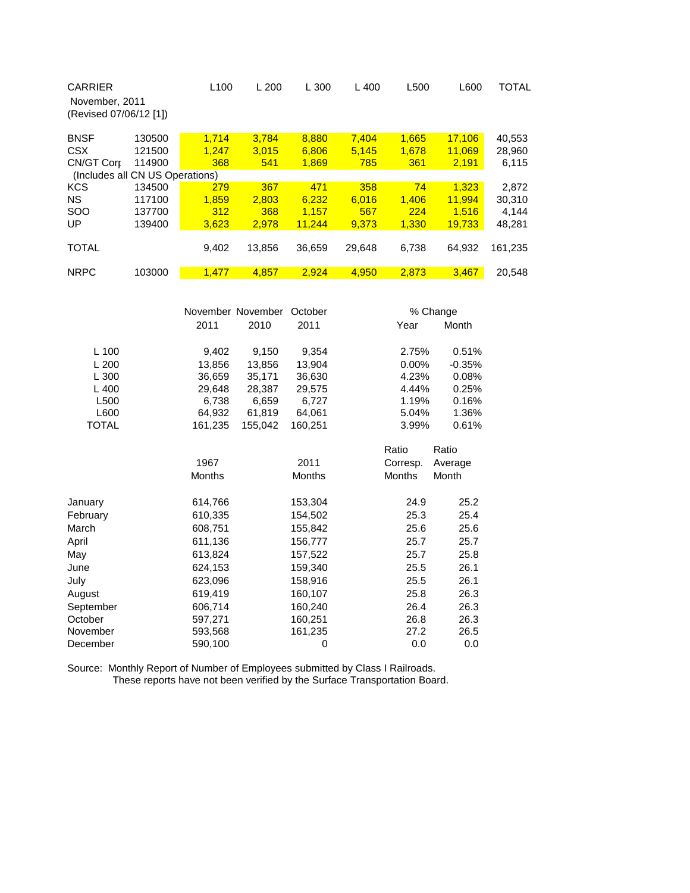| CARRIER November, 2011 (Revised 07/06/12 [1]) | | L100 | L 200 | L 300 | L 400 | L500 | L600 | TOTAL |
|---|---|---|---|---|---|---|---|---|
| BNSF | 130500 | 1,714 | 3,784 | 8,880 | 7,404 | 1,665 | 17,106 | 40,553 |
| CSX | 121500 | 1,247 | 3,015 | 6,806 | 5,145 | 1,678 | 11,069 | 28,960 |
| CN/GT Corp (Includes all CN US Operations) | 114900 | 368 | 541 | 1,869 | 785 | 361 | 2,191 | 6,115 |
| KCS | 134500 | 279 | 367 | 471 | 358 | 74 | 1,323 | 2,872 |
| NS | 117100 | 1,859 | 2,803 | 6,232 | 6,016 | 1,406 | 11,994 | 30,310 |
| SOO | 137700 | 312 | 368 | 1,157 | 567 | 224 | 1,516 | 4,144 |
| UP | 139400 | 3,623 | 2,978 | 11,244 | 9,373 | 1,330 | 19,733 | 48,281 |
| TOTAL | | 9,402 | 13,856 | 36,659 | 29,648 | 6,738 | 64,932 | 161,235 |
| NRPC | 103000 | 1,477 | 4,857 | 2,924 | 4,950 | 2,873 | 3,467 | 20,548 |

| | November 2011 | November 2010 | October 2011 | % Change Year | % Change Month |
|---|---|---|---|---|---|
| L 100 | 9,402 | 9,150 | 9,354 | 2.75% | 0.51% |
| L 200 | 13,856 | 13,856 | 13,904 | 0.00% | -0.35% |
| L 300 | 36,659 | 35,171 | 36,630 | 4.23% | 0.08% |
| L 400 | 29,648 | 28,387 | 29,575 | 4.44% | 0.25% |
| L500 | 6,738 | 6,659 | 6,727 | 1.19% | 0.16% |
| L600 | 64,932 | 61,819 | 64,061 | 5.04% | 1.36% |
| TOTAL | 161,235 | 155,042 | 160,251 | 3.99% | 0.61% |

| | 1967 Months | 2011 Months | Ratio Corresp. Months | Ratio Average Month |
|---|---|---|---|---|
| January | 614,766 | 153,304 | 24.9 | 25.2 |
| February | 610,335 | 154,502 | 25.3 | 25.4 |
| March | 608,751 | 155,842 | 25.6 | 25.6 |
| April | 611,136 | 156,777 | 25.7 | 25.7 |
| May | 613,824 | 157,522 | 25.7 | 25.8 |
| June | 624,153 | 159,340 | 25.5 | 26.1 |
| July | 623,096 | 158,916 | 25.5 | 26.1 |
| August | 619,419 | 160,107 | 25.8 | 26.3 |
| September | 606,714 | 160,240 | 26.4 | 26.3 |
| October | 597,271 | 160,251 | 26.8 | 26.3 |
| November | 593,568 | 161,235 | 27.2 | 26.5 |
| December | 590,100 | 0 | 0.0 | 0.0 |

Source: Monthly Report of Number of Employees submitted by Class I Railroads.
These reports have not been verified by the Surface Transportation Board.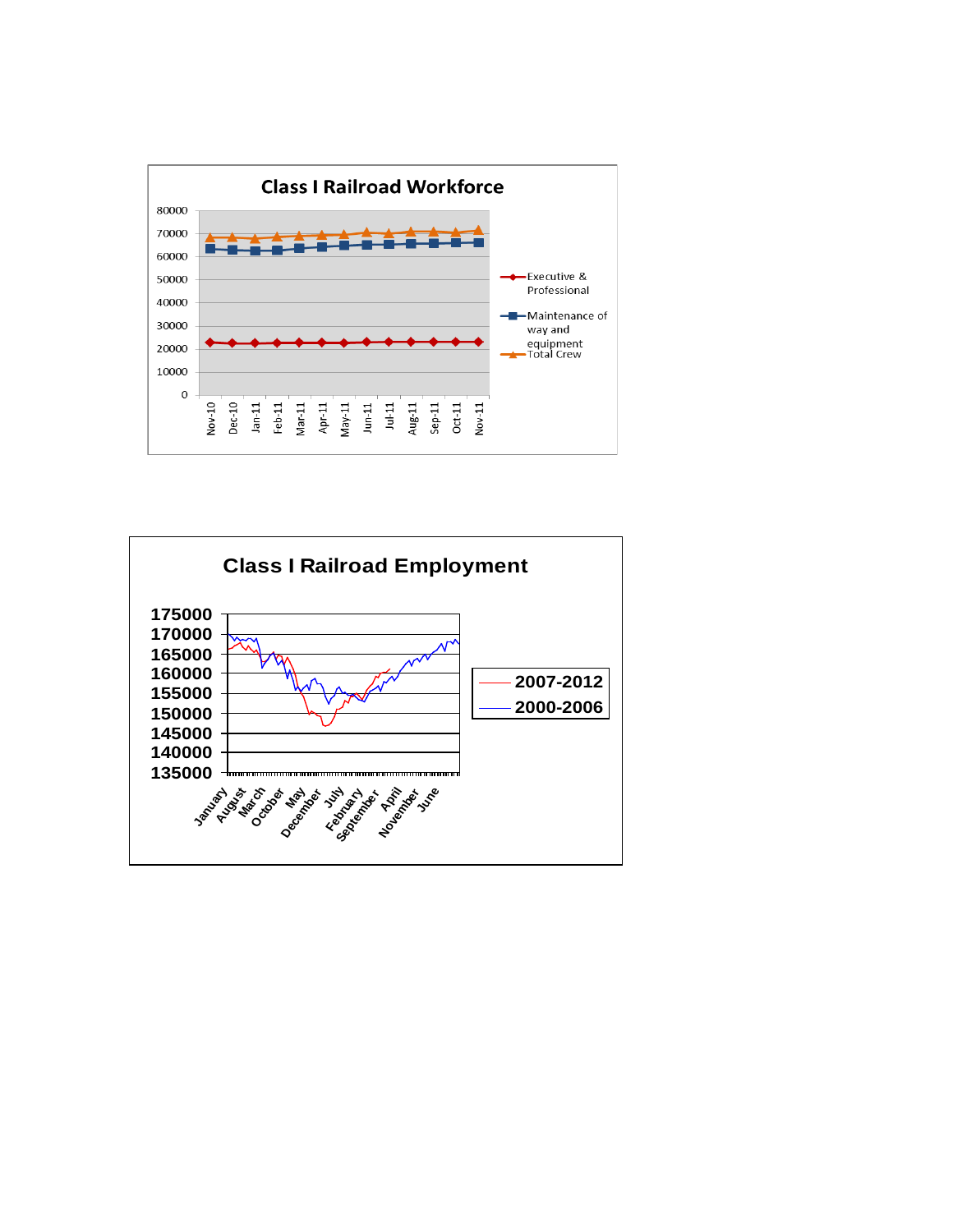Class I Railroad Workforce

80000
70000
60000
50000
40000
30000
20000
10000
0

Nov-10
Dec-10
Jan-11
Feb-11
Mar-11
Apr-11
May-11
Jun-11
Jul-11
Aug-11
Sep-11
Oct-11
Nov-11

Executive & Professional
Maintenance of way and equipment
Total Crew

Class I Railroad Employment

175000
170000
165000
160000
155000
150000
145000
140000
135000

January
August
March
October
May
December
July
February
September
April
November
June

2007-2012
2000-2006